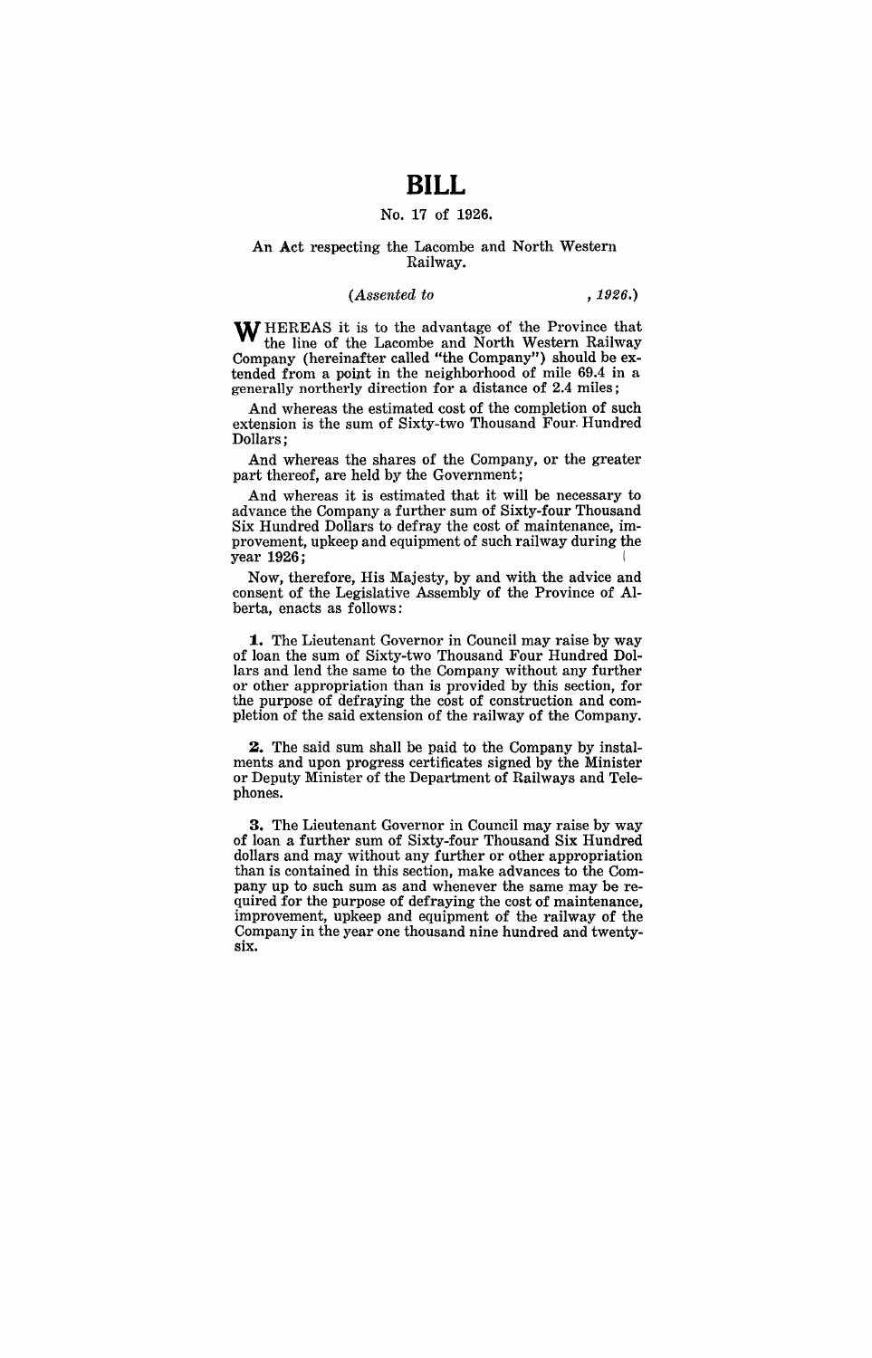# BILL

No. 17 of 1926.

An Act respecting the Lacombe and North Western Railway.

*(Assented to , 1926.)*

WHEREAS it is to the advantage of the Province that the line of the Lacombe and North Western Railway Company (hereinafter called "the Company") should be extended from a point in the neighborhood of mile 69.4 in a generally northerly direction for a distance of 2.4 miles;

And whereas the estimated cost of the completion of such extension is the sum of Sixty-two Thousand Four Hundred Dollars;

And whereas the shares of the Company, or the greater part thereof, are held by the Government;

And whereas it is estimated that it will be necessary to advance the Company a further sum of Sixty-four Thousand Six Hundred Dollars to defray the cost of maintenance, improvement, upkeep and equipment of such railway during the year 1926;

Now, therefore, His Majesty, by and with the advice and consent of the Legislative Assembly of the Province of Alberta, enacts as follows:

**1.** The Lieutenant Governor in Council may raise by way of loan the sum of Sixty-two Thousand Four Hundred Dollars and lend the same to the Company without any further or other appropriation than is provided by this section, for the purpose of defraying the cost of construction and completion of the said extension of the railway of the Company.

**2.** The said sum shall be paid to the Company by instalments and upon progress certificates signed by the Minister or Deputy Minister of the Department of Railways and Telephones.

**3.** The Lieutenant Governor in Council may raise by way of loan a further sum of Sixty-four Thousand Six Hundred dollars and may without any further or other appropriation than is contained in this section, make advances to the Company up to such sum as and whenever the same may be required for the purpose of defraying the cost of maintenance, improvement, upkeep and equipment of the railway of the Company in the year one thousand nine hundred and twenty-six.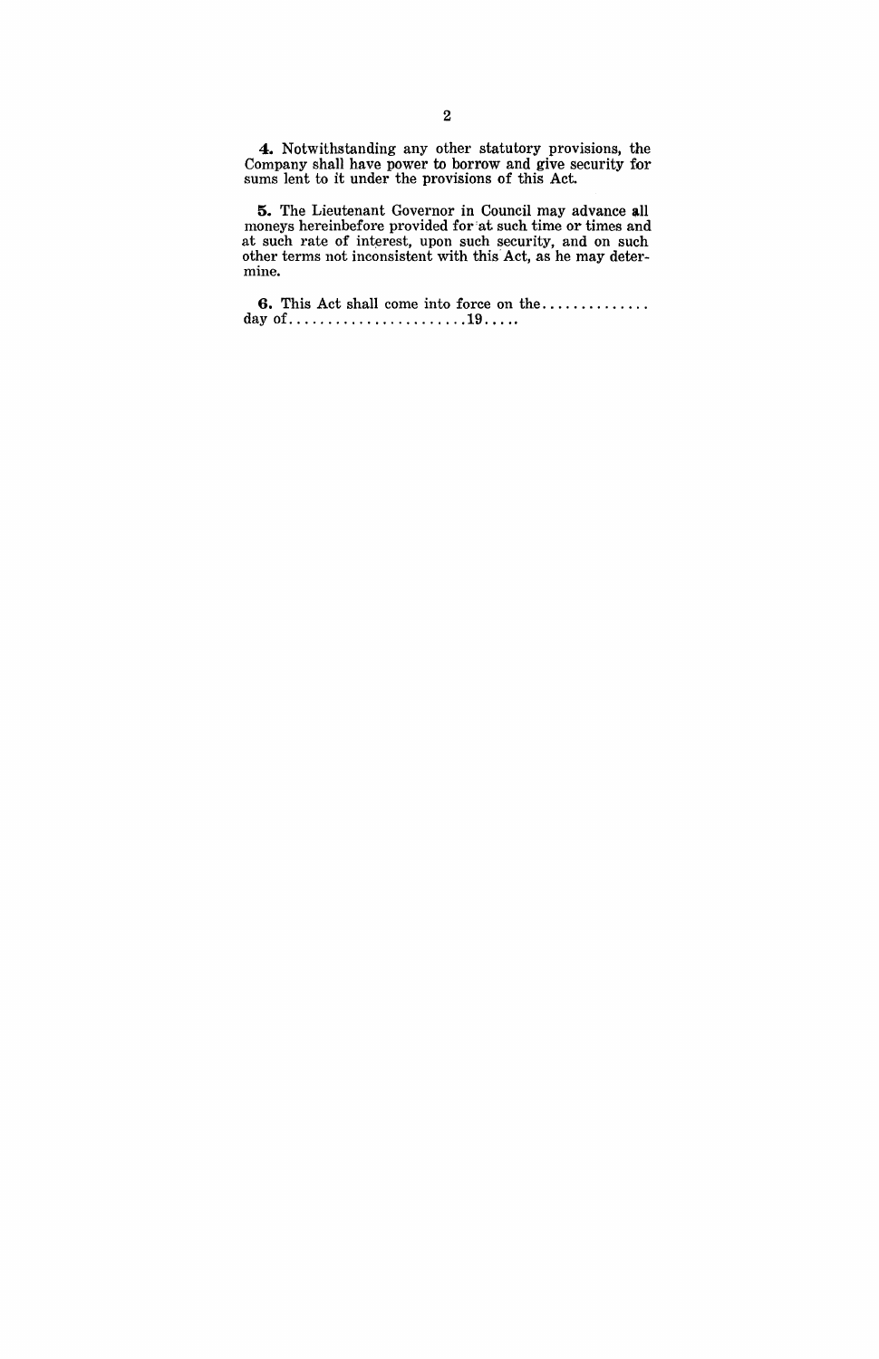**4.** Notwithstanding any other statutory provisions, the Company shall have power to borrow and give security for sums lent to it under the provisions of this Act.

**5.** The Lieutenant Governor in Council may advance all moneys hereinbefore provided for at such time or times and at such rate of interest, upon such security, and on such other terms not inconsistent with this Act, as he may determine.

**6.** This Act shall come into force on the.............. day of.......................**19**.....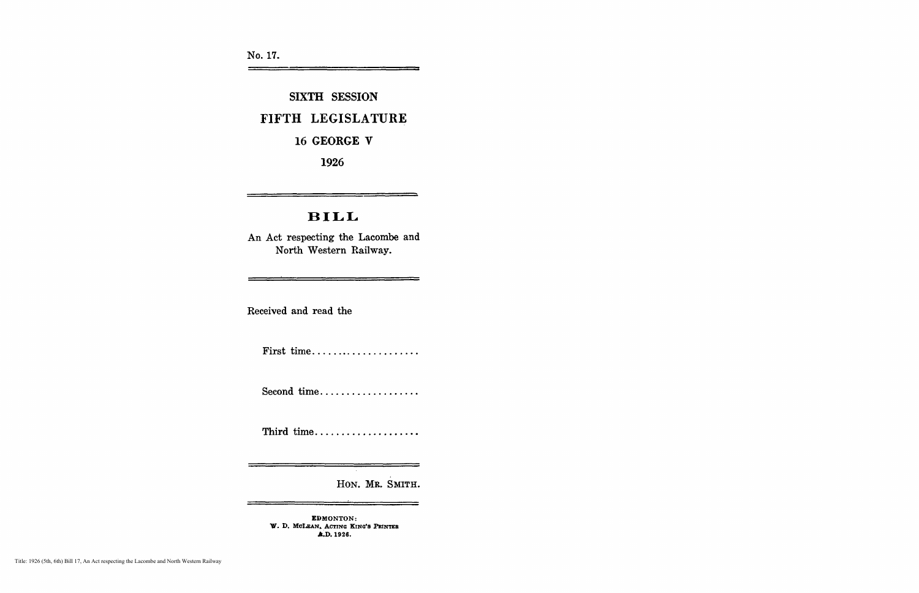No. 17.

# SIXTH SESSION

# FIFTH LEGISLATURE

## 16 GEORGE V

## 1926

# BILL

An Act respecting the Lacombe and North Western Railway.

Received and read the

First time....................

Second time..................

Third time...................

HON. MR. SMITH.

EDMONTON:
W. D. McLEAN, ACTING KING'S PRINTER
A.D. 1926.

Title: 1926 (5th, 6th) Bill 17, An Act respecting the Lacombe and North Western Railway